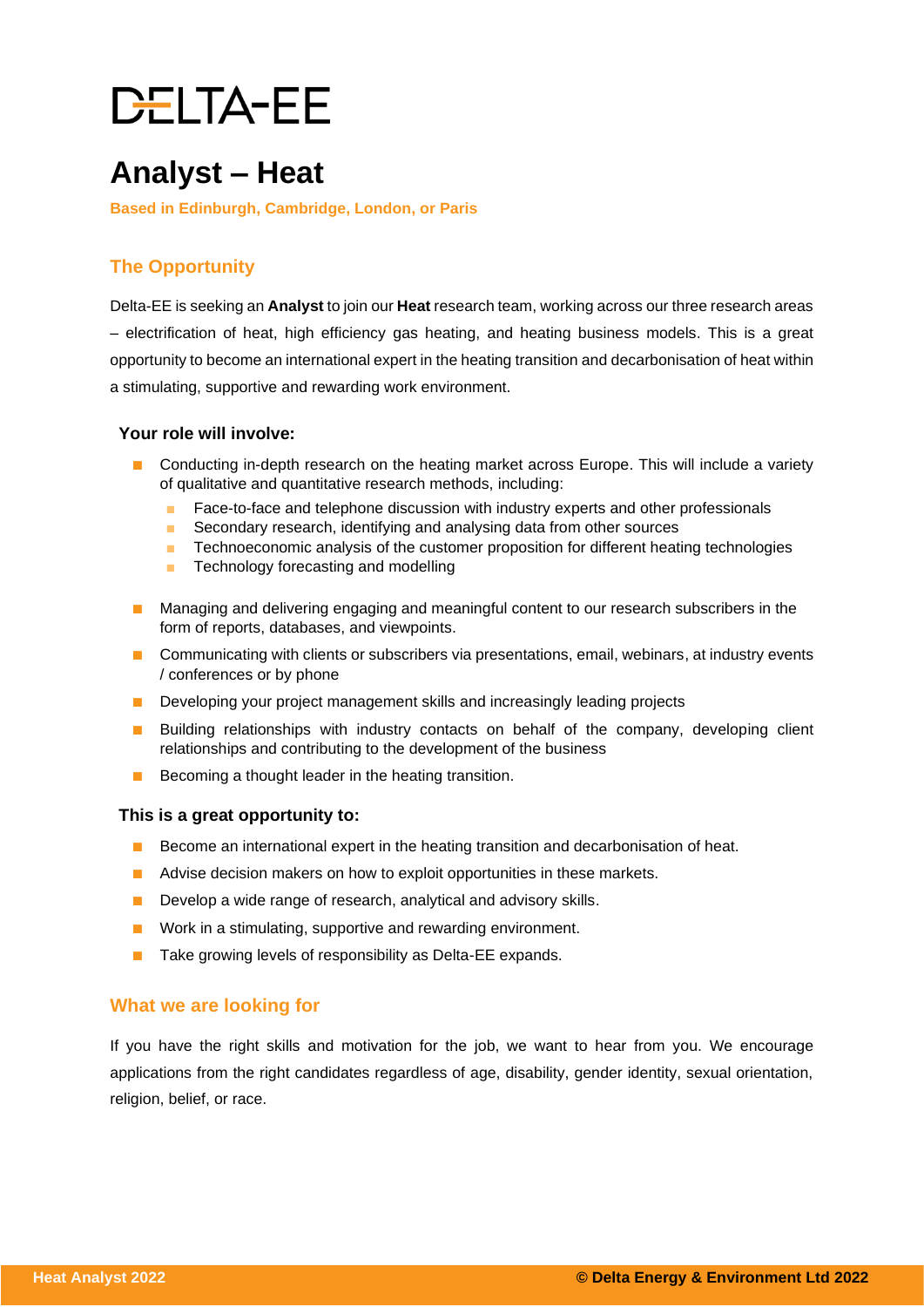DELTA-EE

# Analyst – Heat

**Based in Edinburgh, Cambridge, London, or Paris**

## The Opportunity

Delta-EE is seeking an **Analyst** to join our **Heat** research team, working across our three research areas – electrification of heat, high efficiency gas heating, and heating business models. This is a great opportunity to become an international expert in the heating transition and decarbonisation of heat within a stimulating, supportive and rewarding work environment.

### Your role will involve:

- Conducting in-depth research on the heating market across Europe. This will include a variety of qualitative and quantitative research methods, including:
  - Face-to-face and telephone discussion with industry experts and other professionals
  - Secondary research, identifying and analysing data from other sources
  - Technoeconomic analysis of the customer proposition for different heating technologies
  - Technology forecasting and modelling
- Managing and delivering engaging and meaningful content to our research subscribers in the form of reports, databases, and viewpoints.
- Communicating with clients or subscribers via presentations, email, webinars, at industry events / conferences or by phone
- Developing your project management skills and increasingly leading projects
- Building relationships with industry contacts on behalf of the company, developing client relationships and contributing to the development of the business
- Becoming a thought leader in the heating transition.

### This is a great opportunity to:

- Become an international expert in the heating transition and decarbonisation of heat.
- Advise decision makers on how to exploit opportunities in these markets.
- Develop a wide range of research, analytical and advisory skills.
- Work in a stimulating, supportive and rewarding environment.
- Take growing levels of responsibility as Delta-EE expands.

## What we are looking for

If you have the right skills and motivation for the job, we want to hear from you. We encourage applications from the right candidates regardless of age, disability, gender identity, sexual orientation, religion, belief, or race.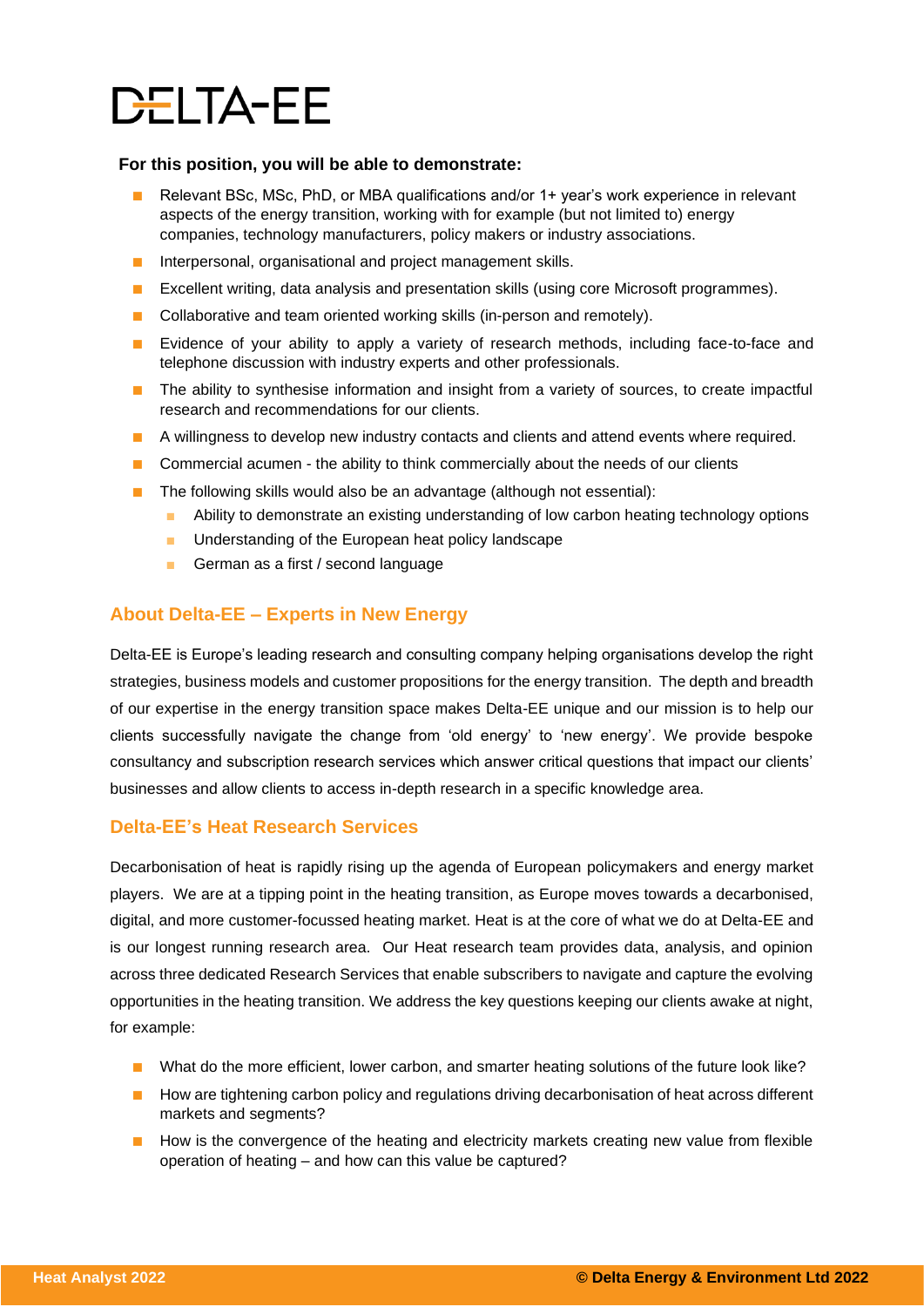**For this position, you will be able to demonstrate:**

- Relevant BSc, MSc, PhD, or MBA qualifications and/or 1+ year's work experience in relevant aspects of the energy transition, working with for example (but not limited to) energy companies, technology manufacturers, policy makers or industry associations.
- Interpersonal, organisational and project management skills.
- Excellent writing, data analysis and presentation skills (using core Microsoft programmes).
- Collaborative and team oriented working skills (in-person and remotely).
- Evidence of your ability to apply a variety of research methods, including face-to-face and telephone discussion with industry experts and other professionals.
- The ability to synthesise information and insight from a variety of sources, to create impactful research and recommendations for our clients.
- A willingness to develop new industry contacts and clients and attend events where required.
- Commercial acumen - the ability to think commercially about the needs of our clients
- The following skills would also be an advantage (although not essential):
  - Ability to demonstrate an existing understanding of low carbon heating technology options
  - Understanding of the European heat policy landscape
  - German as a first / second language

## About Delta-EE – Experts in New Energy

Delta-EE is Europe's leading research and consulting company helping organisations develop the right strategies, business models and customer propositions for the energy transition. The depth and breadth of our expertise in the energy transition space makes Delta-EE unique and our mission is to help our clients successfully navigate the change from 'old energy' to 'new energy'. We provide bespoke consultancy and subscription research services which answer critical questions that impact our clients' businesses and allow clients to access in-depth research in a specific knowledge area.

## Delta-EE's Heat Research Services

Decarbonisation of heat is rapidly rising up the agenda of European policymakers and energy market players. We are at a tipping point in the heating transition, as Europe moves towards a decarbonised, digital, and more customer-focussed heating market. Heat is at the core of what we do at Delta-EE and is our longest running research area. Our Heat research team provides data, analysis, and opinion across three dedicated Research Services that enable subscribers to navigate and capture the evolving opportunities in the heating transition. We address the key questions keeping our clients awake at night, for example:

- What do the more efficient, lower carbon, and smarter heating solutions of the future look like?
- How are tightening carbon policy and regulations driving decarbonisation of heat across different markets and segments?
- How is the convergence of the heating and electricity markets creating new value from flexible operation of heating – and how can this value be captured?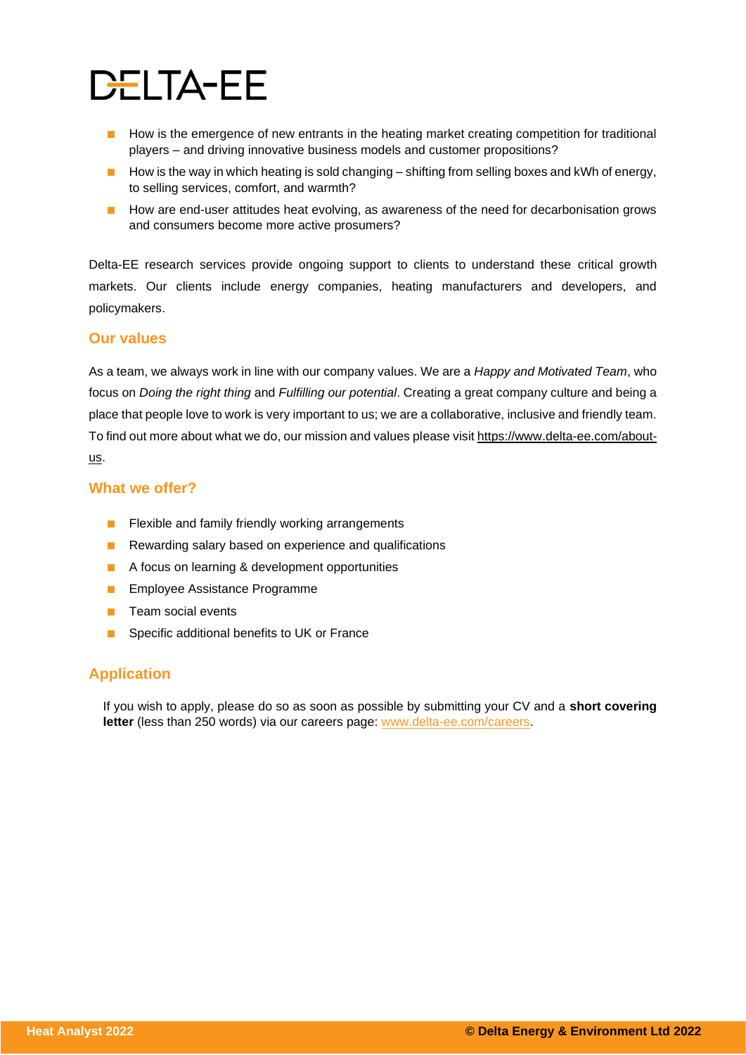- How is the emergence of new entrants in the heating market creating competition for traditional players – and driving innovative business models and customer propositions?
- How is the way in which heating is sold changing – shifting from selling boxes and kWh of energy, to selling services, comfort, and warmth?
- How are end-user attitudes heat evolving, as awareness of the need for decarbonisation grows and consumers become more active prosumers?

Delta-EE research services provide ongoing support to clients to understand these critical growth markets. Our clients include energy companies, heating manufacturers and developers, and policymakers.

## Our values

As a team, we always work in line with our company values. We are a *Happy and Motivated Team*, who focus on *Doing the right thing* and *Fulfilling our potential*. Creating a great company culture and being a place that people love to work is very important to us; we are a collaborative, inclusive and friendly team. To find out more about what we do, our mission and values please visit https://www.delta-ee.com/about-us.

## What we offer?

- Flexible and family friendly working arrangements
- Rewarding salary based on experience and qualifications
- A focus on learning & development opportunities
- Employee Assistance Programme
- Team social events
- Specific additional benefits to UK or France

## Application

If you wish to apply, please do so as soon as possible by submitting your CV and a **short covering letter** (less than 250 words) via our careers page: www.delta-ee.com/careers.